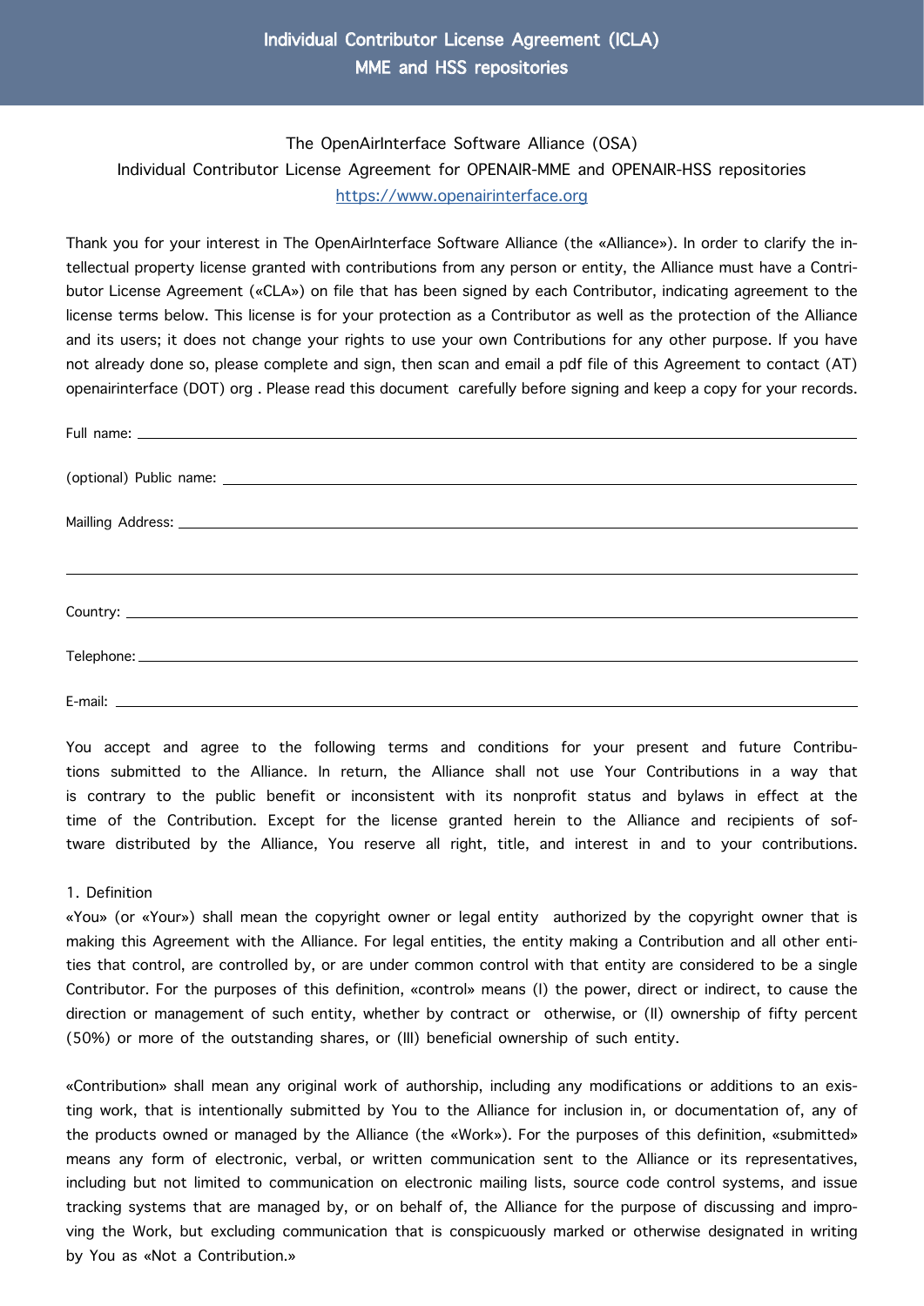# Individual Contributor License Agreement (ICLA)
# MME and HSS repositories

The OpenAirInterface Software Alliance (OSA)

Individual Contributor License Agreement for OPENAIR-MME and OPENAIR-HSS repositories

https://www.openairinterface.org

Thank you for your interest in The OpenAirInterface Software Alliance (the «Alliance»). In order to clarify the intellectual property license granted with contributions from any person or entity, the Alliance must have a Contributor License Agreement («CLA») on file that has been signed by each Contributor, indicating agreement to the license terms below. This license is for your protection as a Contributor as well as the protection of the Alliance and its users; it does not change your rights to use your own Contributions for any other purpose. If you have not already done so, please complete and sign, then scan and email a pdf file of this Agreement to contact (AT) openairinterface (DOT) org . Please read this document carefully before signing and keep a copy for your records.

Full name: ______________________________

(optional) Public name: ______________________________

Mailling Address: ______________________________

______________________________

Country: ______________________________

Telephone: ______________________________

E-mail: ______________________________

You accept and agree to the following terms and conditions for your present and future Contributions submitted to the Alliance. In return, the Alliance shall not use Your Contributions in a way that is contrary to the public benefit or inconsistent with its nonprofit status and bylaws in effect at the time of the Contribution. Except for the license granted herein to the Alliance and recipients of software distributed by the Alliance, You reserve all right, title, and interest in and to your contributions.

1. Definition

«You» (or «Your») shall mean the copyright owner or legal entity authorized by the copyright owner that is making this Agreement with the Alliance. For legal entities, the entity making a Contribution and all other entities that control, are controlled by, or are under common control with that entity are considered to be a single Contributor. For the purposes of this definition, «control» means (I) the power, direct or indirect, to cause the direction or management of such entity, whether by contract or otherwise, or (II) ownership of fifty percent (50%) or more of the outstanding shares, or (III) beneficial ownership of such entity.

«Contribution» shall mean any original work of authorship, including any modifications or additions to an existing work, that is intentionally submitted by You to the Alliance for inclusion in, or documentation of, any of the products owned or managed by the Alliance (the «Work»). For the purposes of this definition, «submitted» means any form of electronic, verbal, or written communication sent to the Alliance or its representatives, including but not limited to communication on electronic mailing lists, source code control systems, and issue tracking systems that are managed by, or on behalf of, the Alliance for the purpose of discussing and improving the Work, but excluding communication that is conspicuously marked or otherwise designated in writing by You as «Not a Contribution.»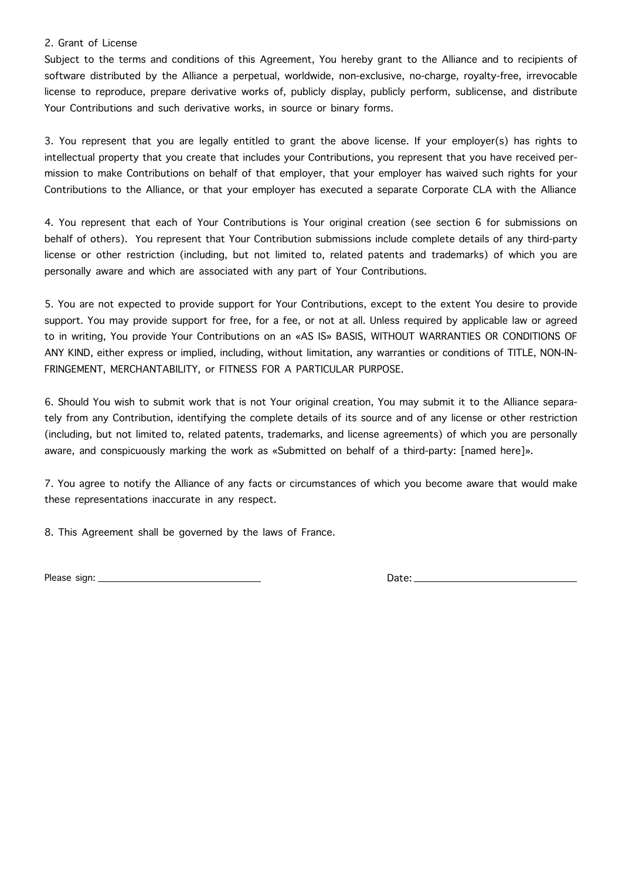2. Grant of License

Subject to the terms and conditions of this Agreement, You hereby grant to the Alliance and to recipients of software distributed by the Alliance a perpetual, worldwide, non-exclusive, no-charge, royalty-free, irrevocable license to reproduce, prepare derivative works of, publicly display, publicly perform, sublicense, and distribute Your Contributions and such derivative works, in source or binary forms.

3. You represent that you are legally entitled to grant the above license. If your employer(s) has rights to intellectual property that you create that includes your Contributions, you represent that you have received permission to make Contributions on behalf of that employer, that your employer has waived such rights for your Contributions to the Alliance, or that your employer has executed a separate Corporate CLA with the Alliance

4. You represent that each of Your Contributions is Your original creation (see section 6 for submissions on behalf of others). You represent that Your Contribution submissions include complete details of any third-party license or other restriction (including, but not limited to, related patents and trademarks) of which you are personally aware and which are associated with any part of Your Contributions.

5. You are not expected to provide support for Your Contributions, except to the extent You desire to provide support. You may provide support for free, for a fee, or not at all. Unless required by applicable law or agreed to in writing, You provide Your Contributions on an «AS IS» BASIS, WITHOUT WARRANTIES OR CONDITIONS OF ANY KIND, either express or implied, including, without limitation, any warranties or conditions of TITLE, NON-INFRINGEMENT, MERCHANTABILITY, or FITNESS FOR A PARTICULAR PURPOSE.

6. Should You wish to submit work that is not Your original creation, You may submit it to the Alliance separately from any Contribution, identifying the complete details of its source and of any license or other restriction (including, but not limited to, related patents, trademarks, and license agreements) of which you are personally aware, and conspicuously marking the work as «Submitted on behalf of a third-party: [named here]».

7. You agree to notify the Alliance of any facts or circumstances of which you become aware that would make these representations inaccurate in any respect.

8. This Agreement shall be governed by the laws of France.

Please sign: ______________________________ Date: ______________________________